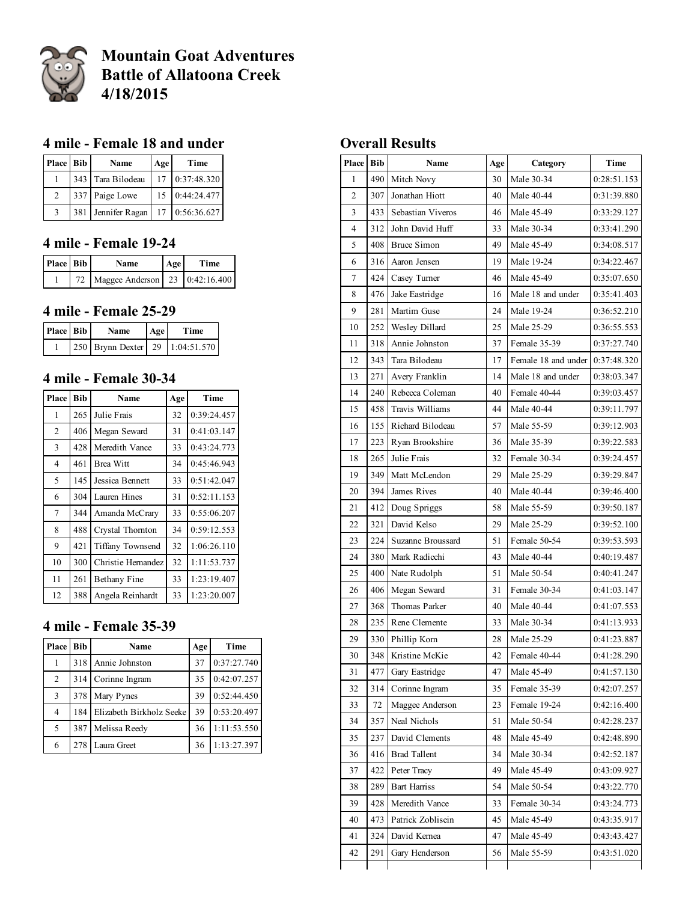# Mountain Goat Adventures
# Battle of Allatoona Creek
# 4/18/2015

## 4 mile - Female 18 and under

| Place | Bib | Name | Age | Time |
|---|---|---|---|---|
| 1 | 343 | Tara Bilodeau | 17 | 0:37:48.320 |
| 2 | 337 | Paige Lowe | 15 | 0:44:24.477 |
| 3 | 381 | Jennifer Ragan | 17 | 0:56:36.627 |

## 4 mile - Female 19-24

| Place | Bib | Name | Age | Time |
|---|---|---|---|---|
| 1 | 72 | Maggee Anderson | 23 | 0:42:16.400 |

## 4 mile - Female 25-29

| Place | Bib | Name | Age | Time |
|---|---|---|---|---|
| 1 | 250 | Brynn Dexter | 29 | 1:04:51.570 |

## 4 mile - Female 30-34

| Place | Bib | Name | Age | Time |
|---|---|---|---|---|
| 1 | 265 | Julie Frais | 32 | 0:39:24.457 |
| 2 | 406 | Megan Seward | 31 | 0:41:03.147 |
| 3 | 428 | Meredith Vance | 33 | 0:43:24.773 |
| 4 | 461 | Brea Witt | 34 | 0:45:46.943 |
| 5 | 145 | Jessica Bennett | 33 | 0:51:42.047 |
| 6 | 304 | Lauren Hines | 31 | 0:52:11.153 |
| 7 | 344 | Amanda McCrary | 33 | 0:55:06.207 |
| 8 | 488 | Crystal Thornton | 34 | 0:59:12.553 |
| 9 | 421 | Tiffany Townsend | 32 | 1:06:26.110 |
| 10 | 300 | Christie Hernandez | 32 | 1:11:53.737 |
| 11 | 261 | Bethany Fine | 33 | 1:23:19.407 |
| 12 | 388 | Angela Reinhardt | 33 | 1:23:20.007 |

## 4 mile - Female 35-39

| Place | Bib | Name | Age | Time |
|---|---|---|---|---|
| 1 | 318 | Annie Johnston | 37 | 0:37:27.740 |
| 2 | 314 | Corinne Ingram | 35 | 0:42:07.257 |
| 3 | 378 | Mary Pynes | 39 | 0:52:44.450 |
| 4 | 184 | Elizabeth Birkholz Seeke | 39 | 0:53:20.497 |
| 5 | 387 | Melissa Reedy | 36 | 1:11:53.550 |
| 6 | 278 | Laura Greet | 36 | 1:13:27.397 |

## Overall Results

| Place | Bib | Name | Age | Category | Time |
|---|---|---|---|---|---|
| 1 | 490 | Mitch Novy | 30 | Male 30-34 | 0:28:51.153 |
| 2 | 307 | Jonathan Hiott | 40 | Male 40-44 | 0:31:39.880 |
| 3 | 433 | Sebastian Viveros | 46 | Male 45-49 | 0:33:29.127 |
| 4 | 312 | John David Huff | 33 | Male 30-34 | 0:33:41.290 |
| 5 | 408 | Bruce Simon | 49 | Male 45-49 | 0:34:08.517 |
| 6 | 316 | Aaron Jensen | 19 | Male 19-24 | 0:34:22.467 |
| 7 | 424 | Casey Turner | 46 | Male 45-49 | 0:35:07.650 |
| 8 | 476 | Jake Eastridge | 16 | Male 18 and under | 0:35:41.403 |
| 9 | 281 | Martim Guse | 24 | Male 19-24 | 0:36:52.210 |
| 10 | 252 | Wesley Dillard | 25 | Male 25-29 | 0:36:55.553 |
| 11 | 318 | Annie Johnston | 37 | Female 35-39 | 0:37:27.740 |
| 12 | 343 | Tara Bilodeau | 17 | Female 18 and under | 0:37:48.320 |
| 13 | 271 | Avery Franklin | 14 | Male 18 and under | 0:38:03.347 |
| 14 | 240 | Rebecca Coleman | 40 | Female 40-44 | 0:39:03.457 |
| 15 | 458 | Travis Williams | 44 | Male 40-44 | 0:39:11.797 |
| 16 | 155 | Richard Bilodeau | 57 | Male 55-59 | 0:39:12.903 |
| 17 | 223 | Ryan Brookshire | 36 | Male 35-39 | 0:39:22.583 |
| 18 | 265 | Julie Frais | 32 | Female 30-34 | 0:39:24.457 |
| 19 | 349 | Matt McLendon | 29 | Male 25-29 | 0:39:29.847 |
| 20 | 394 | James Rives | 40 | Male 40-44 | 0:39:46.400 |
| 21 | 412 | Doug Spriggs | 58 | Male 55-59 | 0:39:50.187 |
| 22 | 321 | David Kelso | 29 | Male 25-29 | 0:39:52.100 |
| 23 | 224 | Suzanne Broussard | 51 | Female 50-54 | 0:39:53.593 |
| 24 | 380 | Mark Radicchi | 43 | Male 40-44 | 0:40:19.487 |
| 25 | 400 | Nate Rudolph | 51 | Male 50-54 | 0:40:41.247 |
| 26 | 406 | Megan Seward | 31 | Female 30-34 | 0:41:03.147 |
| 27 | 368 | Thomas Parker | 40 | Male 40-44 | 0:41:07.553 |
| 28 | 235 | Rene Clemente | 33 | Male 30-34 | 0:41:13.933 |
| 29 | 330 | Phillip Korn | 28 | Male 25-29 | 0:41:23.887 |
| 30 | 348 | Kristine McKie | 42 | Female 40-44 | 0:41:28.290 |
| 31 | 477 | Gary Eastridge | 47 | Male 45-49 | 0:41:57.130 |
| 32 | 314 | Corinne Ingram | 35 | Female 35-39 | 0:42:07.257 |
| 33 | 72 | Maggee Anderson | 23 | Female 19-24 | 0:42:16.400 |
| 34 | 357 | Neal Nichols | 51 | Male 50-54 | 0:42:28.237 |
| 35 | 237 | David Clements | 48 | Male 45-49 | 0:42:48.890 |
| 36 | 416 | Brad Tallent | 34 | Male 30-34 | 0:42:52.187 |
| 37 | 422 | Peter Tracy | 49 | Male 45-49 | 0:43:09.927 |
| 38 | 289 | Bart Harriss | 54 | Male 50-54 | 0:43:22.770 |
| 39 | 428 | Meredith Vance | 33 | Female 30-34 | 0:43:24.773 |
| 40 | 473 | Patrick Zoblisein | 45 | Male 45-49 | 0:43:35.917 |
| 41 | 324 | David Kernea | 47 | Male 45-49 | 0:43:43.427 |
| 42 | 291 | Gary Henderson | 56 | Male 55-59 | 0:43:51.020 |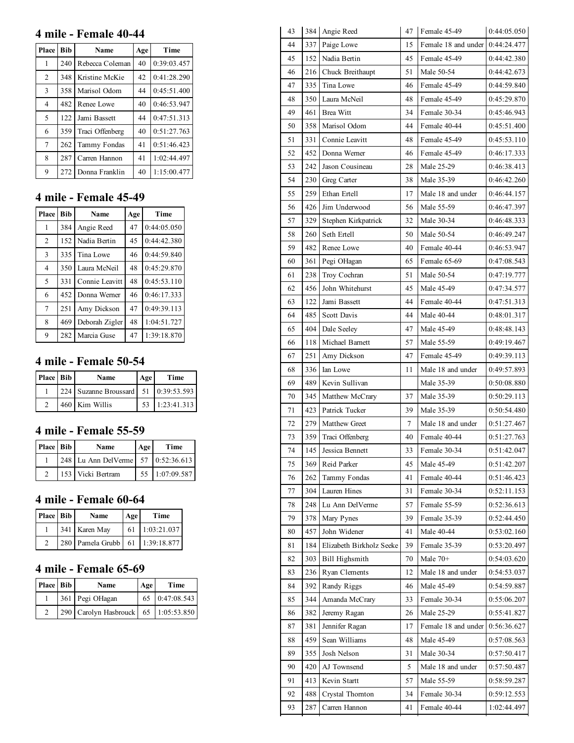## 4 mile - Female 40-44

| Place | Bib | Name | Age | Time |
|---|---|---|---|---|
| 1 | 240 | Rebecca Coleman | 40 | 0:39:03.457 |
| 2 | 348 | Kristine McKie | 42 | 0:41:28.290 |
| 3 | 358 | Marisol Odom | 44 | 0:45:51.400 |
| 4 | 482 | Renee Lowe | 40 | 0:46:53.947 |
| 5 | 122 | Jami Bassett | 44 | 0:47:51.313 |
| 6 | 359 | Traci Offenberg | 40 | 0:51:27.763 |
| 7 | 262 | Tammy Fondas | 41 | 0:51:46.423 |
| 8 | 287 | Carren Hannon | 41 | 1:02:44.497 |
| 9 | 272 | Donna Franklin | 40 | 1:15:00.477 |

## 4 mile - Female 45-49

| Place | Bib | Name | Age | Time |
|---|---|---|---|---|
| 1 | 384 | Angie Reed | 47 | 0:44:05.050 |
| 2 | 152 | Nadia Bertin | 45 | 0:44:42.380 |
| 3 | 335 | Tina Lowe | 46 | 0:44:59.840 |
| 4 | 350 | Laura McNeil | 48 | 0:45:29.870 |
| 5 | 331 | Connie Leavitt | 48 | 0:45:53.110 |
| 6 | 452 | Donna Werner | 46 | 0:46:17.333 |
| 7 | 251 | Amy Dickson | 47 | 0:49:39.113 |
| 8 | 469 | Deborah Zigler | 48 | 1:04:51.727 |
| 9 | 282 | Marcia Guse | 47 | 1:39:18.870 |

## 4 mile - Female 50-54

| Place | Bib | Name | Age | Time |
|---|---|---|---|---|
| 1 | 224 | Suzanne Broussard | 51 | 0:39:53.593 |
| 2 | 460 | Kim Willis | 53 | 1:23:41.313 |

## 4 mile - Female 55-59

| Place | Bib | Name | Age | Time |
|---|---|---|---|---|
| 1 | 248 | Lu Ann DelVerme | 57 | 0:52:36.613 |
| 2 | 153 | Vicki Bertram | 55 | 1:07:09.587 |

## 4 mile - Female 60-64

| Place | Bib | Name | Age | Time |
|---|---|---|---|---|
| 1 | 341 | Karen May | 61 | 1:03:21.037 |
| 2 | 280 | Pamela Grubb | 61 | 1:39:18.877 |

## 4 mile - Female 65-69

| Place | Bib | Name | Age | Time |
|---|---|---|---|---|
| 1 | 361 | Pegi OHagan | 65 | 0:47:08.543 |
| 2 | 290 | Carolyn Hasbrouck | 65 | 1:05:53.850 |

| | | | | | |
|---|---|---|---|---|---|
| 43 | 384 | Angie Reed | 47 | Female 45-49 | 0:44:05.050 |
| 44 | 337 | Paige Lowe | 15 | Female 18 and under | 0:44:24.477 |
| 45 | 152 | Nadia Bertin | 45 | Female 45-49 | 0:44:42.380 |
| 46 | 216 | Chuck Breithaupt | 51 | Male 50-54 | 0:44:42.673 |
| 47 | 335 | Tina Lowe | 46 | Female 45-49 | 0:44:59.840 |
| 48 | 350 | Laura McNeil | 48 | Female 45-49 | 0:45:29.870 |
| 49 | 461 | Brea Witt | 34 | Female 30-34 | 0:45:46.943 |
| 50 | 358 | Marisol Odom | 44 | Female 40-44 | 0:45:51.400 |
| 51 | 331 | Connie Leavitt | 48 | Female 45-49 | 0:45:53.110 |
| 52 | 452 | Donna Werner | 46 | Female 45-49 | 0:46:17.333 |
| 53 | 242 | Jason Cousineau | 28 | Male 25-29 | 0:46:38.413 |
| 54 | 230 | Greg Carter | 38 | Male 35-39 | 0:46:42.260 |
| 55 | 259 | Ethan Ertell | 17 | Male 18 and under | 0:46:44.157 |
| 56 | 426 | Jim Underwood | 56 | Male 55-59 | 0:46:47.397 |
| 57 | 329 | Stephen Kirkpatrick | 32 | Male 30-34 | 0:46:48.333 |
| 58 | 260 | Seth Ertell | 50 | Male 50-54 | 0:46:49.247 |
| 59 | 482 | Renee Lowe | 40 | Female 40-44 | 0:46:53.947 |
| 60 | 361 | Pegi OHagan | 65 | Female 65-69 | 0:47:08.543 |
| 61 | 238 | Troy Cochran | 51 | Male 50-54 | 0:47:19.777 |
| 62 | 456 | John Whitehurst | 45 | Male 45-49 | 0:47:34.577 |
| 63 | 122 | Jami Bassett | 44 | Female 40-44 | 0:47:51.313 |
| 64 | 485 | Scott Davis | 44 | Male 40-44 | 0:48:01.317 |
| 65 | 404 | Dale Seeley | 47 | Male 45-49 | 0:48:48.143 |
| 66 | 118 | Michael Barnett | 57 | Male 55-59 | 0:49:19.467 |
| 67 | 251 | Amy Dickson | 47 | Female 45-49 | 0:49:39.113 |
| 68 | 336 | Ian Lowe | 11 | Male 18 and under | 0:49:57.893 |
| 69 | 489 | Kevin Sullivan | | Male 35-39 | 0:50:08.880 |
| 70 | 345 | Matthew McCrary | 37 | Male 35-39 | 0:50:29.113 |
| 71 | 423 | Patrick Tucker | 39 | Male 35-39 | 0:50:54.480 |
| 72 | 279 | Matthew Greet | 7 | Male 18 and under | 0:51:27.467 |
| 73 | 359 | Traci Offenberg | 40 | Female 40-44 | 0:51:27.763 |
| 74 | 145 | Jessica Bennett | 33 | Female 30-34 | 0:51:42.047 |
| 75 | 369 | Reid Parker | 45 | Male 45-49 | 0:51:42.207 |
| 76 | 262 | Tammy Fondas | 41 | Female 40-44 | 0:51:46.423 |
| 77 | 304 | Lauren Hines | 31 | Female 30-34 | 0:52:11.153 |
| 78 | 248 | Lu Ann DelVerme | 57 | Female 55-59 | 0:52:36.613 |
| 79 | 378 | Mary Pynes | 39 | Female 35-39 | 0:52:44.450 |
| 80 | 457 | John Widener | 41 | Male 40-44 | 0:53:02.160 |
| 81 | 184 | Elizabeth Birkholz Seeke | 39 | Female 35-39 | 0:53:20.497 |
| 82 | 303 | Bill Highsmith | 70 | Male 70+ | 0:54:03.620 |
| 83 | 236 | Ryan Clements | 12 | Male 18 and under | 0:54:53.037 |
| 84 | 392 | Randy Riggs | 46 | Male 45-49 | 0:54:59.887 |
| 85 | 344 | Amanda McCrary | 33 | Female 30-34 | 0:55:06.207 |
| 86 | 382 | Jeremy Ragan | 26 | Male 25-29 | 0:55:41.827 |
| 87 | 381 | Jennifer Ragan | 17 | Female 18 and under | 0:56:36.627 |
| 88 | 459 | Sean Williams | 48 | Male 45-49 | 0:57:08.563 |
| 89 | 355 | Josh Nelson | 31 | Male 30-34 | 0:57:50.417 |
| 90 | 420 | AJ Townsend | 5 | Male 18 and under | 0:57:50.487 |
| 91 | 413 | Kevin Startt | 57 | Male 55-59 | 0:58:59.287 |
| 92 | 488 | Crystal Thornton | 34 | Female 30-34 | 0:59:12.553 |
| 93 | 287 | Carren Hannon | 41 | Female 40-44 | 1:02:44.497 |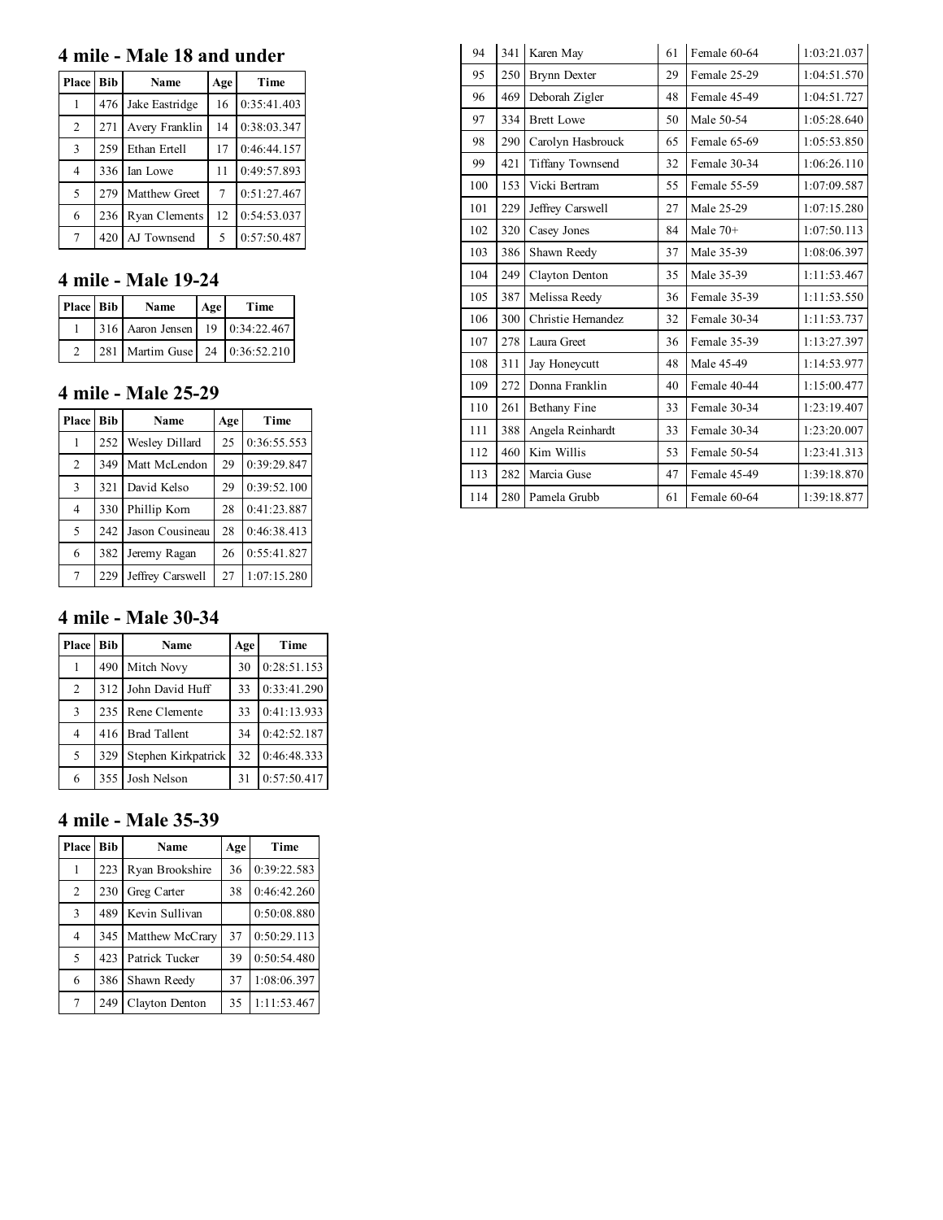| 94 | 341 | Karen May | 61 | Female 60-64 | 1:03:21.037 |
|---|---|---|---|---|---|
| 95 | 250 | Brynn Dexter | 29 | Female 25-29 | 1:04:51.570 |
| 96 | 469 | Deborah Zigler | 48 | Female 45-49 | 1:04:51.727 |
| 97 | 334 | Brett Lowe | 50 | Male 50-54 | 1:05:28.640 |
| 98 | 290 | Carolyn Hasbrouck | 65 | Female 65-69 | 1:05:53.850 |
| 99 | 421 | Tiffany Townsend | 32 | Female 30-34 | 1:06:26.110 |
| 100 | 153 | Vicki Bertram | 55 | Female 55-59 | 1:07:09.587 |
| 101 | 229 | Jeffrey Carswell | 27 | Male 25-29 | 1:07:15.280 |
| 102 | 320 | Casey Jones | 84 | Male 70+ | 1:07:50.113 |
| 103 | 386 | Shawn Reedy | 37 | Male 35-39 | 1:08:06.397 |
| 104 | 249 | Clayton Denton | 35 | Male 35-39 | 1:11:53.467 |
| 105 | 387 | Melissa Reedy | 36 | Female 35-39 | 1:11:53.550 |
| 106 | 300 | Christie Hernandez | 32 | Female 30-34 | 1:11:53.737 |
| 107 | 278 | Laura Greet | 36 | Female 35-39 | 1:13:27.397 |
| 108 | 311 | Jay Honeycutt | 48 | Male 45-49 | 1:14:53.977 |
| 109 | 272 | Donna Franklin | 40 | Female 40-44 | 1:15:00.477 |
| 110 | 261 | Bethany Fine | 33 | Female 30-34 | 1:23:19.407 |
| 111 | 388 | Angela Reinhardt | 33 | Female 30-34 | 1:23:20.007 |
| 112 | 460 | Kim Willis | 53 | Female 50-54 | 1:23:41.313 |
| 113 | 282 | Marcia Guse | 47 | Female 45-49 | 1:39:18.870 |
| 114 | 280 | Pamela Grubb | 61 | Female 60-64 | 1:39:18.877 |

## 4 mile - Male 18 and under

| Place | Bib | Name | Age | Time |
|---|---|---|---|---|
| 1 | 476 | Jake Eastridge | 16 | 0:35:41.403 |
| 2 | 271 | Avery Franklin | 14 | 0:38:03.347 |
| 3 | 259 | Ethan Ertell | 17 | 0:46:44.157 |
| 4 | 336 | Ian Lowe | 11 | 0:49:57.893 |
| 5 | 279 | Matthew Greet | 7 | 0:51:27.467 |
| 6 | 236 | Ryan Clements | 12 | 0:54:53.037 |
| 7 | 420 | AJ Townsend | 5 | 0:57:50.487 |

## 4 mile - Male 19-24

| Place | Bib | Name | Age | Time |
|---|---|---|---|---|
| 1 | 316 | Aaron Jensen | 19 | 0:34:22.467 |
| 2 | 281 | Martim Guse | 24 | 0:36:52.210 |

## 4 mile - Male 25-29

| Place | Bib | Name | Age | Time |
|---|---|---|---|---|
| 1 | 252 | Wesley Dillard | 25 | 0:36:55.553 |
| 2 | 349 | Matt McLendon | 29 | 0:39:29.847 |
| 3 | 321 | David Kelso | 29 | 0:39:52.100 |
| 4 | 330 | Phillip Korn | 28 | 0:41:23.887 |
| 5 | 242 | Jason Cousineau | 28 | 0:46:38.413 |
| 6 | 382 | Jeremy Ragan | 26 | 0:55:41.827 |
| 7 | 229 | Jeffrey Carswell | 27 | 1:07:15.280 |

## 4 mile - Male 30-34

| Place | Bib | Name | Age | Time |
|---|---|---|---|---|
| 1 | 490 | Mitch Novy | 30 | 0:28:51.153 |
| 2 | 312 | John David Huff | 33 | 0:33:41.290 |
| 3 | 235 | Rene Clemente | 33 | 0:41:13.933 |
| 4 | 416 | Brad Tallent | 34 | 0:42:52.187 |
| 5 | 329 | Stephen Kirkpatrick | 32 | 0:46:48.333 |
| 6 | 355 | Josh Nelson | 31 | 0:57:50.417 |

## 4 mile - Male 35-39

| Place | Bib | Name | Age | Time |
|---|---|---|---|---|
| 1 | 223 | Ryan Brookshire | 36 | 0:39:22.583 |
| 2 | 230 | Greg Carter | 38 | 0:46:42.260 |
| 3 | 489 | Kevin Sullivan | | 0:50:08.880 |
| 4 | 345 | Matthew McCrary | 37 | 0:50:29.113 |
| 5 | 423 | Patrick Tucker | 39 | 0:50:54.480 |
| 6 | 386 | Shawn Reedy | 37 | 1:08:06.397 |
| 7 | 249 | Clayton Denton | 35 | 1:11:53.467 |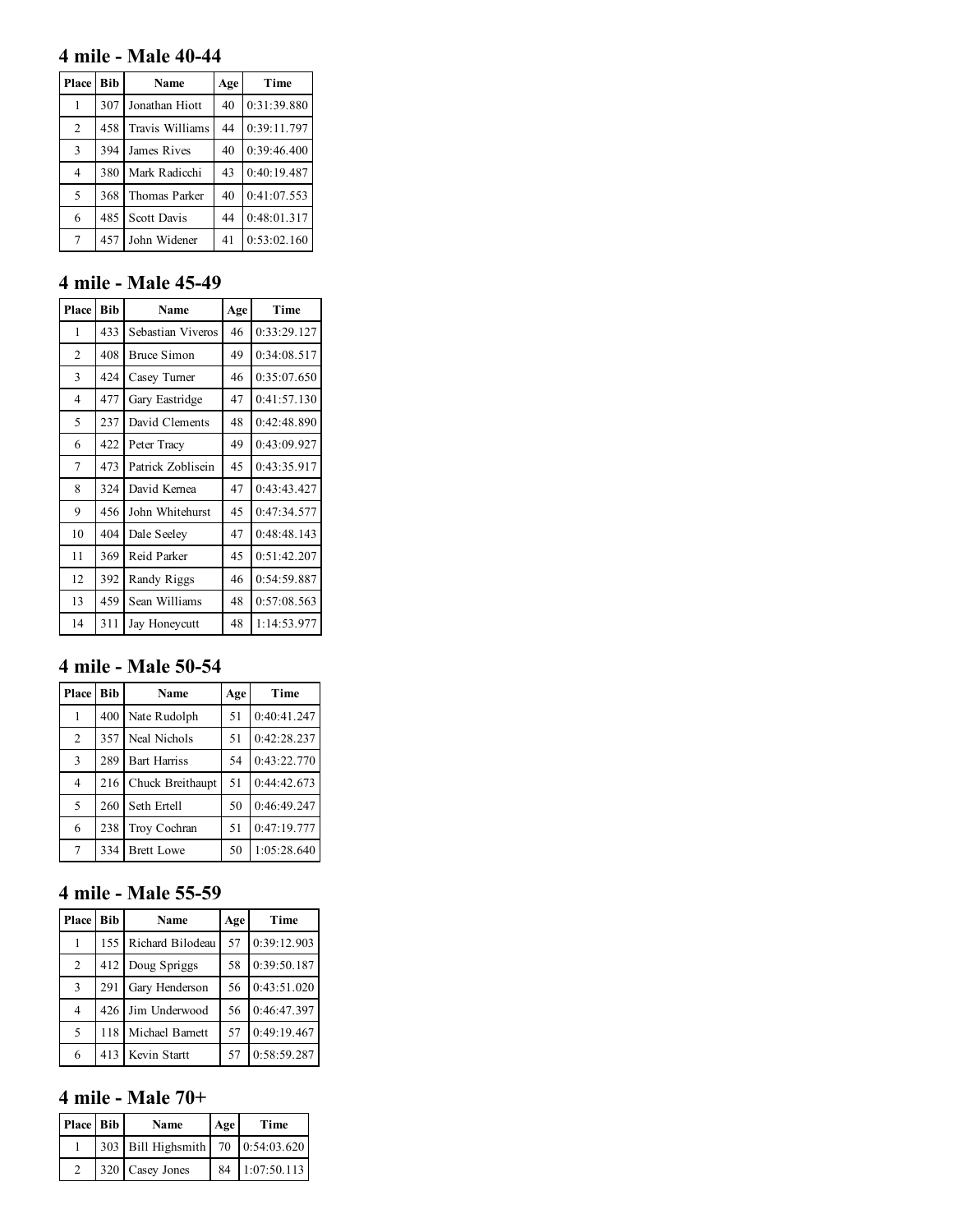## 4 mile - Male 40-44

| Place | Bib | Name | Age | Time |
|---|---|---|---|---|
| 1 | 307 | Jonathan Hiott | 40 | 0:31:39.880 |
| 2 | 458 | Travis Williams | 44 | 0:39:11.797 |
| 3 | 394 | James Rives | 40 | 0:39:46.400 |
| 4 | 380 | Mark Radicchi | 43 | 0:40:19.487 |
| 5 | 368 | Thomas Parker | 40 | 0:41:07.553 |
| 6 | 485 | Scott Davis | 44 | 0:48:01.317 |
| 7 | 457 | John Widener | 41 | 0:53:02.160 |

## 4 mile - Male 45-49

| Place | Bib | Name | Age | Time |
|---|---|---|---|---|
| 1 | 433 | Sebastian Viveros | 46 | 0:33:29.127 |
| 2 | 408 | Bruce Simon | 49 | 0:34:08.517 |
| 3 | 424 | Casey Turner | 46 | 0:35:07.650 |
| 4 | 477 | Gary Eastridge | 47 | 0:41:57.130 |
| 5 | 237 | David Clements | 48 | 0:42:48.890 |
| 6 | 422 | Peter Tracy | 49 | 0:43:09.927 |
| 7 | 473 | Patrick Zoblisein | 45 | 0:43:35.917 |
| 8 | 324 | David Kernea | 47 | 0:43:43.427 |
| 9 | 456 | John Whitehurst | 45 | 0:47:34.577 |
| 10 | 404 | Dale Seeley | 47 | 0:48:48.143 |
| 11 | 369 | Reid Parker | 45 | 0:51:42.207 |
| 12 | 392 | Randy Riggs | 46 | 0:54:59.887 |
| 13 | 459 | Sean Williams | 48 | 0:57:08.563 |
| 14 | 311 | Jay Honeycutt | 48 | 1:14:53.977 |

## 4 mile - Male 50-54

| Place | Bib | Name | Age | Time |
|---|---|---|---|---|
| 1 | 400 | Nate Rudolph | 51 | 0:40:41.247 |
| 2 | 357 | Neal Nichols | 51 | 0:42:28.237 |
| 3 | 289 | Bart Harriss | 54 | 0:43:22.770 |
| 4 | 216 | Chuck Breithaupt | 51 | 0:44:42.673 |
| 5 | 260 | Seth Ertell | 50 | 0:46:49.247 |
| 6 | 238 | Troy Cochran | 51 | 0:47:19.777 |
| 7 | 334 | Brett Lowe | 50 | 1:05:28.640 |

## 4 mile - Male 55-59

| Place | Bib | Name | Age | Time |
|---|---|---|---|---|
| 1 | 155 | Richard Bilodeau | 57 | 0:39:12.903 |
| 2 | 412 | Doug Spriggs | 58 | 0:39:50.187 |
| 3 | 291 | Gary Henderson | 56 | 0:43:51.020 |
| 4 | 426 | Jim Underwood | 56 | 0:46:47.397 |
| 5 | 118 | Michael Barnett | 57 | 0:49:19.467 |
| 6 | 413 | Kevin Startt | 57 | 0:58:59.287 |

## 4 mile - Male 70+

| Place | Bib | Name | Age | Time |
|---|---|---|---|---|
| 1 | 303 | Bill Highsmith | 70 | 0:54:03.620 |
| 2 | 320 | Casey Jones | 84 | 1:07:50.113 |